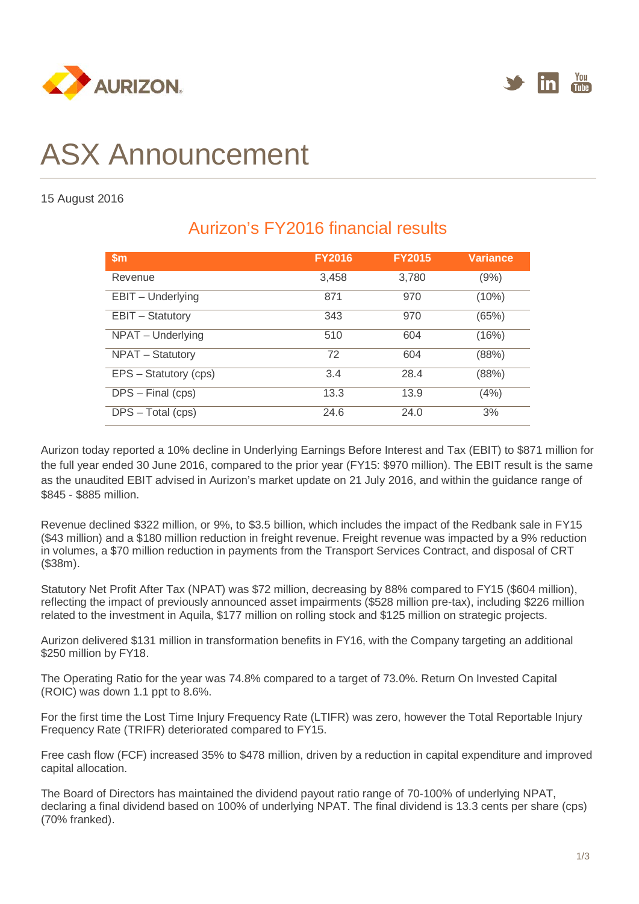AURIZON

# ASX Announcement

15 August 2016

## Aurizon's FY2016 financial results

| $m | FY2016 | FY2015 | Variance |
|---|---|---|---|
| Revenue | 3,458 | 3,780 | (9%) |
| EBIT – Underlying | 871 | 970 | (10%) |
| EBIT – Statutory | 343 | 970 | (65%) |
| NPAT – Underlying | 510 | 604 | (16%) |
| NPAT – Statutory | 72 | 604 | (88%) |
| EPS – Statutory (cps) | 3.4 | 28.4 | (88%) |
| DPS – Final (cps) | 13.3 | 13.9 | (4%) |
| DPS – Total (cps) | 24.6 | 24.0 | 3% |

Aurizon today reported a 10% decline in Underlying Earnings Before Interest and Tax (EBIT) to $871 million for the full year ended 30 June 2016, compared to the prior year (FY15: $970 million). The EBIT result is the same as the unaudited EBIT advised in Aurizon's market update on 21 July 2016, and within the guidance range of $845 - $885 million.

Revenue declined $322 million, or 9%, to $3.5 billion, which includes the impact of the Redbank sale in FY15 ($43 million) and a $180 million reduction in freight revenue. Freight revenue was impacted by a 9% reduction in volumes, a $70 million reduction in payments from the Transport Services Contract, and disposal of CRT ($38m).

Statutory Net Profit After Tax (NPAT) was $72 million, decreasing by 88% compared to FY15 ($604 million), reflecting the impact of previously announced asset impairments ($528 million pre-tax), including $226 million related to the investment in Aquila, $177 million on rolling stock and $125 million on strategic projects.

Aurizon delivered $131 million in transformation benefits in FY16, with the Company targeting an additional $250 million by FY18.

The Operating Ratio for the year was 74.8% compared to a target of 73.0%. Return On Invested Capital (ROIC) was down 1.1 ppt to 8.6%.

For the first time the Lost Time Injury Frequency Rate (LTIFR) was zero, however the Total Reportable Injury Frequency Rate (TRIFR) deteriorated compared to FY15.

Free cash flow (FCF) increased 35% to $478 million, driven by a reduction in capital expenditure and improved capital allocation.

The Board of Directors has maintained the dividend payout ratio range of 70-100% of underlying NPAT, declaring a final dividend based on 100% of underlying NPAT. The final dividend is 13.3 cents per share (cps) (70% franked).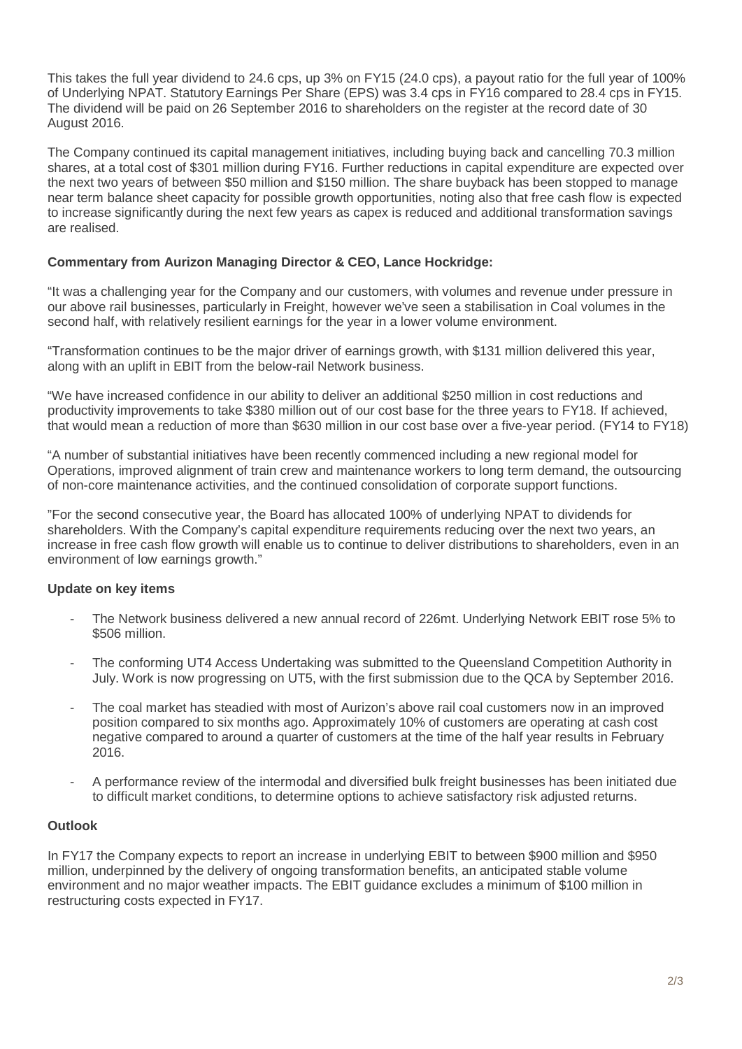This takes the full year dividend to 24.6 cps, up 3% on FY15 (24.0 cps), a payout ratio for the full year of 100% of Underlying NPAT. Statutory Earnings Per Share (EPS) was 3.4 cps in FY16 compared to 28.4 cps in FY15. The dividend will be paid on 26 September 2016 to shareholders on the register at the record date of 30 August 2016.

The Company continued its capital management initiatives, including buying back and cancelling 70.3 million shares, at a total cost of $301 million during FY16. Further reductions in capital expenditure are expected over the next two years of between $50 million and $150 million. The share buyback has been stopped to manage near term balance sheet capacity for possible growth opportunities, noting also that free cash flow is expected to increase significantly during the next few years as capex is reduced and additional transformation savings are realised.

**Commentary from Aurizon Managing Director & CEO, Lance Hockridge:**

"It was a challenging year for the Company and our customers, with volumes and revenue under pressure in our above rail businesses, particularly in Freight, however we've seen a stabilisation in Coal volumes in the second half, with relatively resilient earnings for the year in a lower volume environment.

"Transformation continues to be the major driver of earnings growth, with $131 million delivered this year, along with an uplift in EBIT from the below-rail Network business.

"We have increased confidence in our ability to deliver an additional $250 million in cost reductions and productivity improvements to take $380 million out of our cost base for the three years to FY18. If achieved, that would mean a reduction of more than $630 million in our cost base over a five-year period. (FY14 to FY18)

"A number of substantial initiatives have been recently commenced including a new regional model for Operations, improved alignment of train crew and maintenance workers to long term demand, the outsourcing of non-core maintenance activities, and the continued consolidation of corporate support functions.

"For the second consecutive year, the Board has allocated 100% of underlying NPAT to dividends for shareholders. With the Company's capital expenditure requirements reducing over the next two years, an increase in free cash flow growth will enable us to continue to deliver distributions to shareholders, even in an environment of low earnings growth."

**Update on key items**

- The Network business delivered a new annual record of 226mt. Underlying Network EBIT rose 5% to $506 million.
- The conforming UT4 Access Undertaking was submitted to the Queensland Competition Authority in July. Work is now progressing on UT5, with the first submission due to the QCA by September 2016.
- The coal market has steadied with most of Aurizon's above rail coal customers now in an improved position compared to six months ago. Approximately 10% of customers are operating at cash cost negative compared to around a quarter of customers at the time of the half year results in February 2016.
- A performance review of the intermodal and diversified bulk freight businesses has been initiated due to difficult market conditions, to determine options to achieve satisfactory risk adjusted returns.

**Outlook**

In FY17 the Company expects to report an increase in underlying EBIT to between $900 million and $950 million, underpinned by the delivery of ongoing transformation benefits, an anticipated stable volume environment and no major weather impacts. The EBIT guidance excludes a minimum of $100 million in restructuring costs expected in FY17.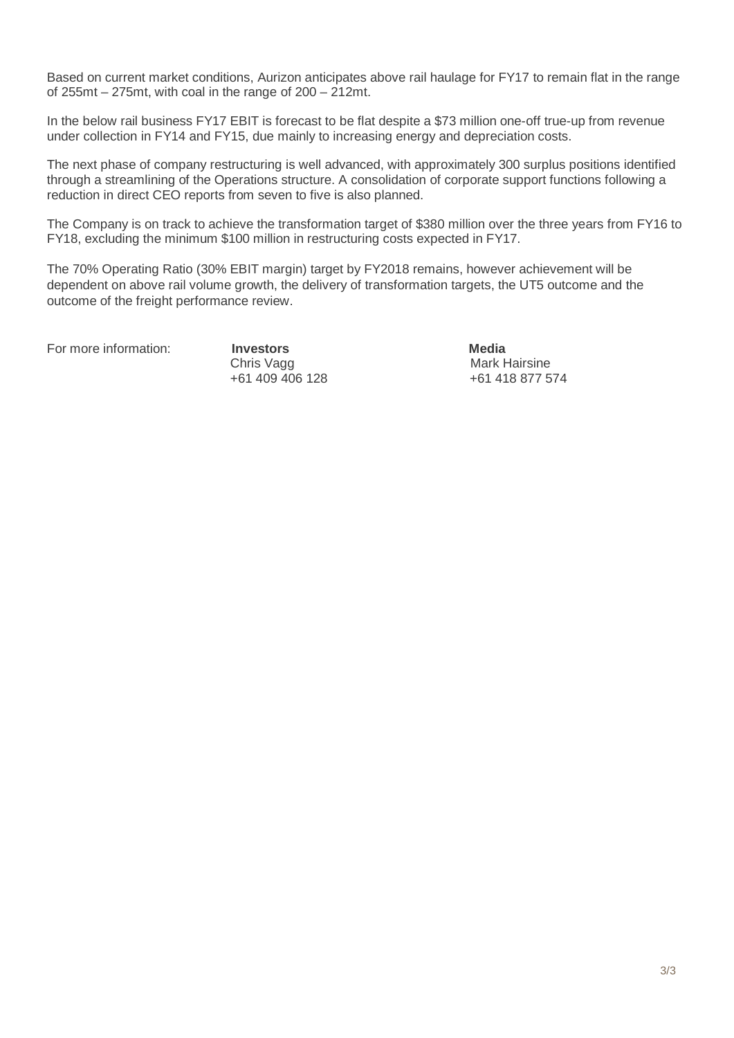Based on current market conditions, Aurizon anticipates above rail haulage for FY17 to remain flat in the range of 255mt – 275mt, with coal in the range of 200 – 212mt.

In the below rail business FY17 EBIT is forecast to be flat despite a $73 million one-off true-up from revenue under collection in FY14 and FY15, due mainly to increasing energy and depreciation costs.

The next phase of company restructuring is well advanced, with approximately 300 surplus positions identified through a streamlining of the Operations structure. A consolidation of corporate support functions following a reduction in direct CEO reports from seven to five is also planned.

The Company is on track to achieve the transformation target of $380 million over the three years from FY16 to FY18, excluding the minimum $100 million in restructuring costs expected in FY17.

The 70% Operating Ratio (30% EBIT margin) target by FY2018 remains, however achievement will be dependent on above rail volume growth, the delivery of transformation targets, the UT5 outcome and the outcome of the freight performance review.

| For more information: | **Investors** | **Media** |
|---|---|---|
| | Chris Vagg | Mark Hairsine |
| | +61 409 406 128 | +61 418 877 574 |